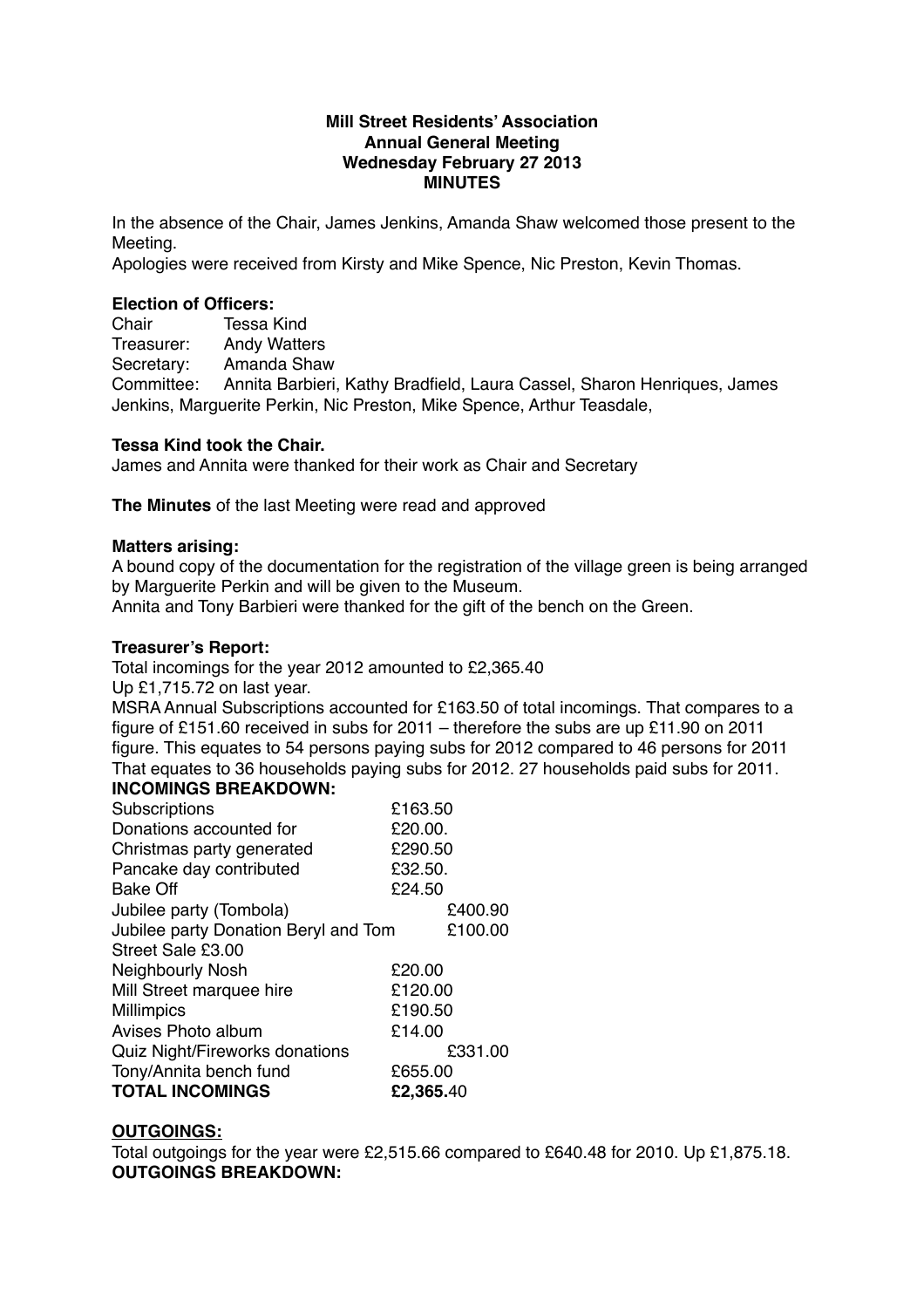**Mill Street Residents' Association**
**Annual General Meeting**
**Wednesday February 27 2013**
**MINUTES**

In the absence of the Chair, James Jenkins, Amanda Shaw welcomed those present to the Meeting.

Apologies were received from Kirsty and Mike Spence, Nic Preston, Kevin Thomas.

**Election of Officers:**

Chair Tessa Kind
Treasurer: Andy Watters
Secretary: Amanda Shaw
Committee: Annita Barbieri, Kathy Bradfield, Laura Cassel, Sharon Henriques, James Jenkins, Marguerite Perkin, Nic Preston, Mike Spence, Arthur Teasdale,

**Tessa Kind took the Chair.**

James and Annita were thanked for their work as Chair and Secretary

**The Minutes** of the last Meeting were read and approved

**Matters arising:**

A bound copy of the documentation for the registration of the village green is being arranged by Marguerite Perkin and will be given to the Museum.

Annita and Tony Barbieri were thanked for the gift of the bench on the Green.

**Treasurer's Report:**

Total incomings for the year 2012 amounted to £2,365.40

Up £1,715.72 on last year.

MSRA Annual Subscriptions accounted for £163.50 of total incomings. That compares to a figure of £151.60 received in subs for 2011 – therefore the subs are up £11.90 on 2011 figure. This equates to 54 persons paying subs for 2012 compared to 46 persons for 2011 That equates to 36 households paying subs for 2012. 27 households paid subs for 2011.

**INCOMINGS BREAKDOWN:**

| | |
|---|---|
| Subscriptions | £163.50 |
| Donations accounted for | £20.00. |
| Christmas party generated | £290.50 |
| Pancake day contributed | £32.50. |
| Bake Off | £24.50 |
| Jubilee party (Tombola) | £400.90 |
| Jubilee party Donation Beryl and Tom | £100.00 |
| Street Sale £3.00 | |
| Neighbourly Nosh | £20.00 |
| Mill Street marquee hire | £120.00 |
| Millimpics | £190.50 |
| Avises Photo album | £14.00 |
| Quiz Night/Fireworks donations | £331.00 |
| Tony/Annita bench fund | £655.00 |
| **TOTAL INCOMINGS** | **£2,365.**40 |

**OUTGOINGS:**

Total outgoings for the year were £2,515.66 compared to £640.48 for 2010. Up £1,875.18.

**OUTGOINGS BREAKDOWN:**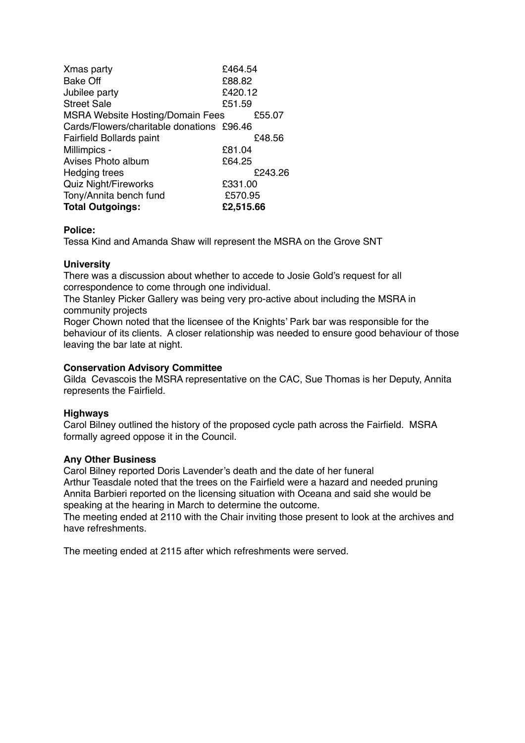| | |
|---|---|
| Xmas party | £464.54 |
| Bake Off | £88.82 |
| Jubilee party | £420.12 |
| Street Sale | £51.59 |
| MSRA Website Hosting/Domain Fees | £55.07 |
| Cards/Flowers/charitable donations | £96.46 |
| Fairfield Bollards paint | £48.56 |
| Millimpics - | £81.04 |
| Avises Photo album | £64.25 |
| Hedging trees | £243.26 |
| Quiz Night/Fireworks | £331.00 |
| Tony/Annita bench fund | £570.95 |
| **Total Outgoings:** | **£2,515.66** |

**Police:**

Tessa Kind and Amanda Shaw will represent the MSRA on the Grove SNT

**University**

There was a discussion about whether to accede to Josie Gold's request for all correspondence to come through one individual.

The Stanley Picker Gallery was being very pro-active about including the MSRA in community projects

Roger Chown noted that the licensee of the Knights' Park bar was responsible for the behaviour of its clients. A closer relationship was needed to ensure good behaviour of those leaving the bar late at night.

**Conservation Advisory Committee**

Gilda Cevascois the MSRA representative on the CAC, Sue Thomas is her Deputy, Annita represents the Fairfield.

**Highways**

Carol Bilney outlined the history of the proposed cycle path across the Fairfield. MSRA formally agreed oppose it in the Council.

**Any Other Business**

Carol Bilney reported Doris Lavender's death and the date of her funeral

Arthur Teasdale noted that the trees on the Fairfield were a hazard and needed pruning

Annita Barbieri reported on the licensing situation with Oceana and said she would be speaking at the hearing in March to determine the outcome.

The meeting ended at 2110 with the Chair inviting those present to look at the archives and have refreshments.

The meeting ended at 2115 after which refreshments were served.